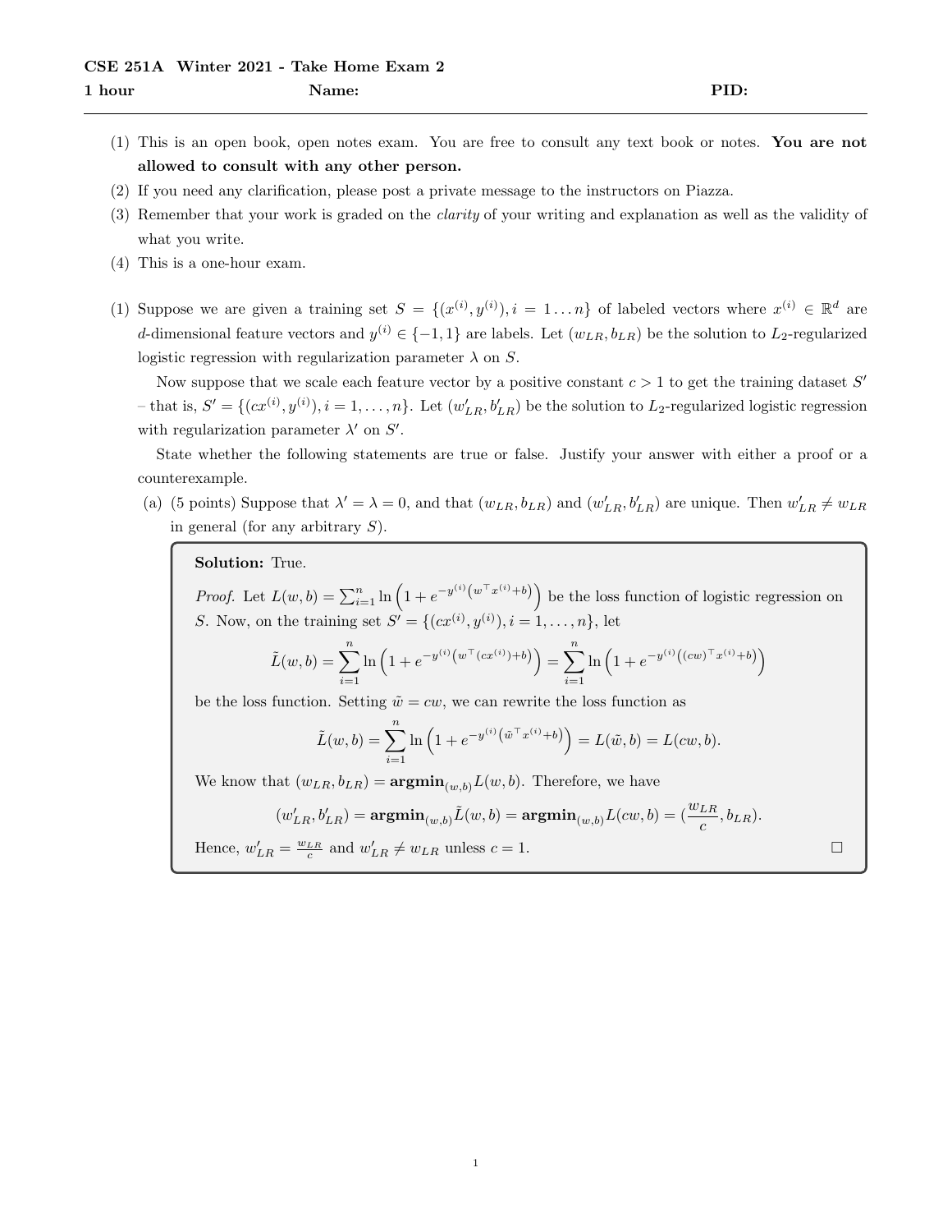**CSE 251A Winter 2021 - Take Home Exam 2**

**1 hour** **Name:** **PID:**

---

(1) This is an open book, open notes exam. You are free to consult any text book or notes. **You are not allowed to consult with any other person.**

(2) If you need any clarification, please post a private message to the instructors on Piazza.

(3) Remember that your work is graded on the *clarity* of your writing and explanation as well as the validity of what you write.

(4) This is a one-hour exam.

(1) Suppose we are given a training set $S = \{(x^{(i)}, y^{(i)}), i = 1 \dots n\}$ of labeled vectors where $x^{(i)} \in \mathbb{R}^d$ are $d$-dimensional feature vectors and $y^{(i)} \in \{-1, 1\}$ are labels. Let $(w_{LR}, b_{LR})$ be the solution to $L_2$-regularized logistic regression with regularization parameter $\lambda$ on $S$.

Now suppose that we scale each feature vector by a positive constant $c > 1$ to get the training dataset $S'$ – that is, $S' = \{(cx^{(i)}, y^{(i)}), i = 1, \dots, n\}$. Let $(w'_{LR}, b'_{LR})$ be the solution to $L_2$-regularized logistic regression with regularization parameter $\lambda'$ on $S'$.

State whether the following statements are true or false. Justify your answer with either a proof or a counterexample.

(a) (5 points) Suppose that $\lambda' = \lambda = 0$, and that $(w_{LR}, b_{LR})$ and $(w'_{LR}, b'_{LR})$ are unique. Then $w'_{LR} \neq w_{LR}$ in general (for any arbitrary $S$).

**Solution:** True.

*Proof.* Let $L(w, b) = \sum_{i=1}^{n} \ln\left(1 + e^{-y^{(i)}\left(w^\top x^{(i)} + b\right)}\right)$ be the loss function of logistic regression on $S$. Now, on the training set $S' = \{(cx^{(i)}, y^{(i)}), i = 1, \dots, n\}$, let

$$\tilde{L}(w, b) = \sum_{i=1}^{n} \ln\left(1 + e^{-y^{(i)}\left(w^\top (cx^{(i)}) + b\right)}\right) = \sum_{i=1}^{n} \ln\left(1 + e^{-y^{(i)}\left((cw)^\top x^{(i)} + b\right)}\right)$$

be the loss function. Setting $\tilde{w} = cw$, we can rewrite the loss function as

$$\tilde{L}(w, b) = \sum_{i=1}^{n} \ln\left(1 + e^{-y^{(i)}\left(\tilde{w}^\top x^{(i)} + b\right)}\right) = L(\tilde{w}, b) = L(cw, b).$$

We know that $(w_{LR}, b_{LR}) = \mathbf{argmin}_{(w,b)} L(w, b)$. Therefore, we have

$$(w'_{LR}, b'_{LR}) = \mathbf{argmin}_{(w,b)} \tilde{L}(w, b) = \mathbf{argmin}_{(w,b)} L(cw, b) = \left(\frac{w_{LR}}{c}, b_{LR}\right).$$

Hence, $w'_{LR} = \frac{w_{LR}}{c}$ and $w'_{LR} \neq w_{LR}$ unless $c = 1$. □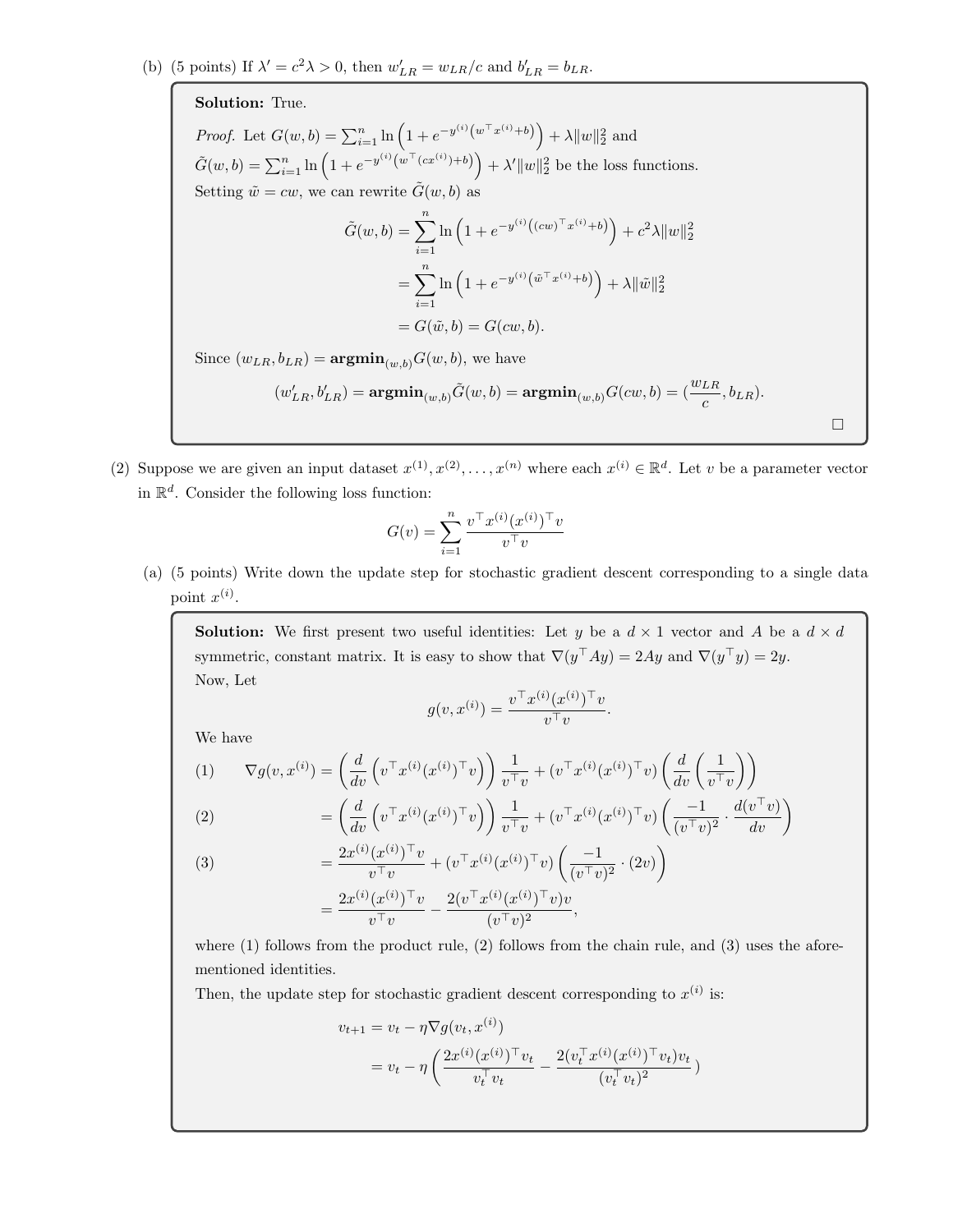(b) (5 points) If $\lambda' = c^2\lambda > 0$, then $w'_{LR} = w_{LR}/c$ and $b'_{LR} = b_{LR}$.

**Solution:** True.

*Proof.* Let $G(w, b) = \sum_{i=1}^n \ln\left(1 + e^{-y^{(i)}\left(w^\top x^{(i)} + b\right)}\right) + \lambda\|w\|_2^2$ and
$\tilde{G}(w, b) = \sum_{i=1}^n \ln\left(1 + e^{-y^{(i)}\left(w^\top (cx^{(i)}) + b\right)}\right) + \lambda'\|w\|_2^2$ be the loss functions.
Setting $\tilde{w} = cw$, we can rewrite $\tilde{G}(w, b)$ as

$$
\begin{aligned}
\tilde{G}(w, b) &= \sum_{i=1}^n \ln\left(1 + e^{-y^{(i)}\left((cw)^\top x^{(i)} + b\right)}\right) + c^2\lambda\|w\|_2^2 \\
&= \sum_{i=1}^n \ln\left(1 + e^{-y^{(i)}\left(\tilde{w}^\top x^{(i)} + b\right)}\right) + \lambda\|\tilde{w}\|_2^2 \\
&= G(\tilde{w}, b) = G(cw, b).
\end{aligned}
$$

Since $(w_{LR}, b_{LR}) = \mathbf{argmin}_{(w,b)} G(w, b)$, we have

$$
(w'_{LR}, b'_{LR}) = \mathbf{argmin}_{(w,b)} \tilde{G}(w, b) = \mathbf{argmin}_{(w,b)} G(cw, b) = \left(\frac{w_{LR}}{c}, b_{LR}\right).
$$

□

(2) Suppose we are given an input dataset $x^{(1)}, x^{(2)}, \ldots, x^{(n)}$ where each $x^{(i)} \in \mathbb{R}^d$. Let $v$ be a parameter vector in $\mathbb{R}^d$. Consider the following loss function:

$$
G(v) = \sum_{i=1}^n \frac{v^\top x^{(i)}(x^{(i)})^\top v}{v^\top v}
$$

(a) (5 points) Write down the update step for stochastic gradient descent corresponding to a single data point $x^{(i)}$.

**Solution:** We first present two useful identities: Let $y$ be a $d \times 1$ vector and $A$ be a $d \times d$ symmetric, constant matrix. It is easy to show that $\nabla(y^\top Ay) = 2Ay$ and $\nabla(y^\top y) = 2y$.
Now, Let

$$
g(v, x^{(i)}) = \frac{v^\top x^{(i)}(x^{(i)})^\top v}{v^\top v}.
$$

We have

$$
\begin{aligned}
(1) \qquad \nabla g(v, x^{(i)}) &= \left(\frac{d}{dv}\left(v^\top x^{(i)}(x^{(i)})^\top v\right)\right)\frac{1}{v^\top v} + (v^\top x^{(i)}(x^{(i)})^\top v)\left(\frac{d}{dv}\left(\frac{1}{v^\top v}\right)\right) \\
(2) \qquad &= \left(\frac{d}{dv}\left(v^\top x^{(i)}(x^{(i)})^\top v\right)\right)\frac{1}{v^\top v} + (v^\top x^{(i)}(x^{(i)})^\top v)\left(\frac{-1}{(v^\top v)^2} \cdot \frac{d(v^\top v)}{dv}\right) \\
(3) \qquad &= \frac{2x^{(i)}(x^{(i)})^\top v}{v^\top v} + (v^\top x^{(i)}(x^{(i)})^\top v)\left(\frac{-1}{(v^\top v)^2} \cdot (2v)\right) \\
&= \frac{2x^{(i)}(x^{(i)})^\top v}{v^\top v} - \frac{2(v^\top x^{(i)}(x^{(i)})^\top v)v}{(v^\top v)^2},
\end{aligned}
$$

where (1) follows from the product rule, (2) follows from the chain rule, and (3) uses the aforementioned identities.
Then, the update step for stochastic gradient descent corresponding to $x^{(i)}$ is:

$$
\begin{aligned}
v_{t+1} &= v_t - \eta\nabla g(v_t, x^{(i)}) \\
&= v_t - \eta\left(\frac{2x^{(i)}(x^{(i)})^\top v_t}{v_t^\top v_t} - \frac{2(v_t^\top x^{(i)}(x^{(i)})^\top v_t)v_t}{(v_t^\top v_t)^2}\right)
\end{aligned}
$$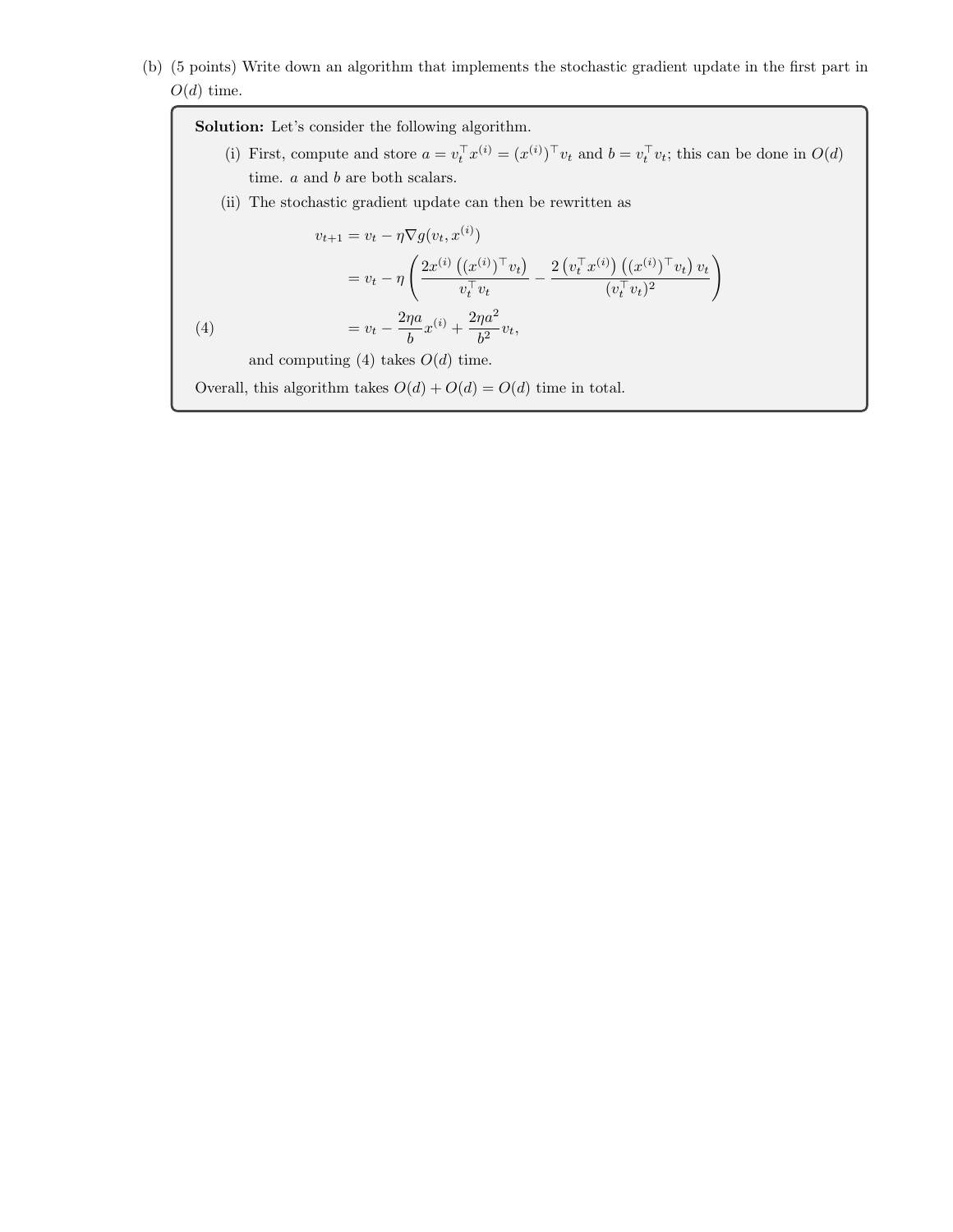(b) (5 points) Write down an algorithm that implements the stochastic gradient update in the first part in $O(d)$ time.

**Solution:** Let's consider the following algorithm.

(i) First, compute and store $a = v_t^\top x^{(i)} = (x^{(i)})^\top v_t$ and $b = v_t^\top v_t$; this can be done in $O(d)$ time. $a$ and $b$ are both scalars.

(ii) The stochastic gradient update can then be rewritten as

$$
\begin{aligned}
v_{t+1} &= v_t - \eta \nabla g(v_t, x^{(i)}) \\
&= v_t - \eta \left( \frac{2x^{(i)}\left((x^{(i)})^\top v_t\right)}{v_t^\top v_t} - \frac{2\left(v_t^\top x^{(i)}\right)\left((x^{(i)})^\top v_t\right) v_t}{(v_t^\top v_t)^2} \right) \\
&= v_t - \frac{2\eta a}{b} x^{(i)} + \frac{2\eta a^2}{b^2} v_t, \qquad (4)
\end{aligned}
$$

and computing (4) takes $O(d)$ time.

Overall, this algorithm takes $O(d) + O(d) = O(d)$ time in total.